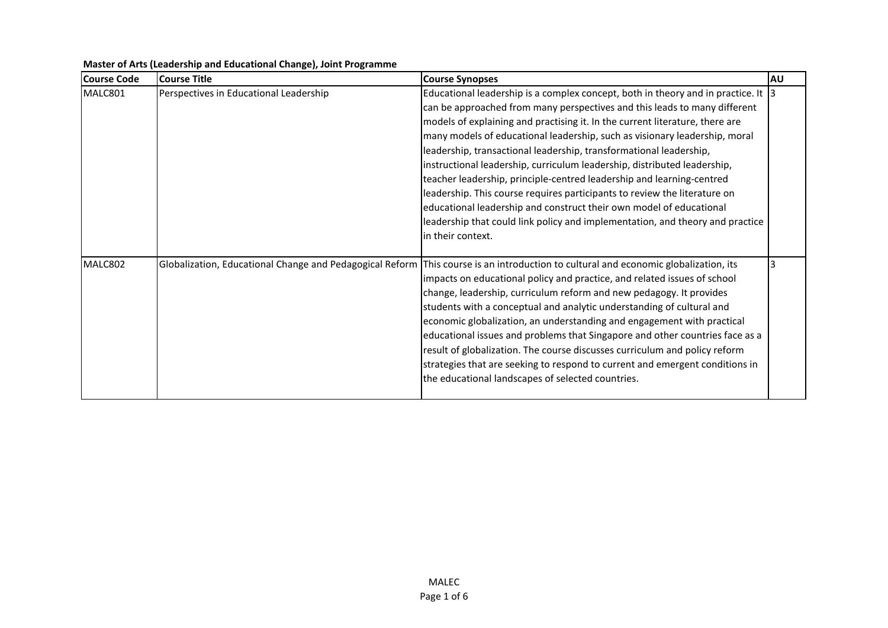**Master of Arts (Leadership and Educational Change), Joint Programme**

| Course Code | Course Title | Course Synopses | AU |
|---|---|---|---|
| MALC801 | Perspectives in Educational Leadership | Educational leadership is a complex concept, both in theory and in practice. It can be approached from many perspectives and this leads to many different models of explaining and practising it. In the current literature, there are many models of educational leadership, such as visionary leadership, moral leadership, transactional leadership, transformational leadership, instructional leadership, curriculum leadership, distributed leadership, teacher leadership, principle-centred leadership and learning-centred leadership. This course requires participants to review the literature on educational leadership and construct their own model of educational leadership that could link policy and implementation, and theory and practice in their context. | 3 |
| MALC802 | Globalization, Educational Change and Pedagogical Reform | This course is an introduction to cultural and economic globalization, its impacts on educational policy and practice, and related issues of school change, leadership, curriculum reform and new pedagogy. It provides students with a conceptual and analytic understanding of cultural and economic globalization, an understanding and engagement with practical educational issues and problems that Singapore and other countries face as a result of globalization. The course discusses curriculum and policy reform strategies that are seeking to respond to current and emergent conditions in the educational landscapes of selected countries. | 3 |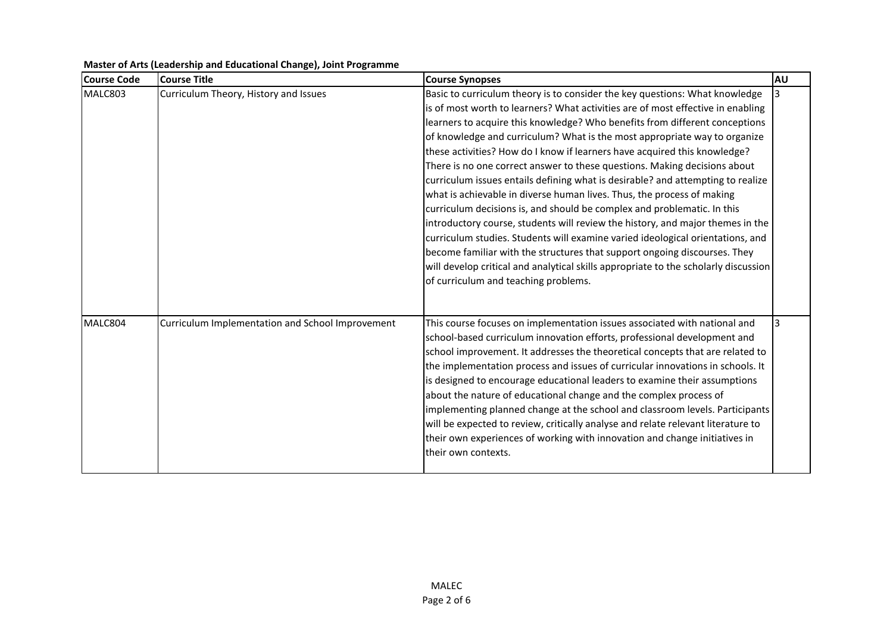**Master of Arts (Leadership and Educational Change), Joint Programme**

| Course Code | Course Title | Course Synopses | AU |
|---|---|---|---|
| MALC803 | Curriculum Theory, History and Issues | Basic to curriculum theory is to consider the key questions: What knowledge is of most worth to learners? What activities are of most effective in enabling learners to acquire this knowledge? Who benefits from different conceptions of knowledge and curriculum? What is the most appropriate way to organize these activities? How do I know if learners have acquired this knowledge? There is no one correct answer to these questions. Making decisions about curriculum issues entails defining what is desirable? and attempting to realize what is achievable in diverse human lives. Thus, the process of making curriculum decisions is, and should be complex and problematic. In this introductory course, students will review the history, and major themes in the curriculum studies. Students will examine varied ideological orientations, and become familiar with the structures that support ongoing discourses. They will develop critical and analytical skills appropriate to the scholarly discussion of curriculum and teaching problems. | 3 |
| MALC804 | Curriculum Implementation and School Improvement | This course focuses on implementation issues associated with national and school-based curriculum innovation efforts, professional development and school improvement. It addresses the theoretical concepts that are related to the implementation process and issues of curricular innovations in schools. It is designed to encourage educational leaders to examine their assumptions about the nature of educational change and the complex process of implementing planned change at the school and classroom levels. Participants will be expected to review, critically analyse and relate relevant literature to their own experiences of working with innovation and change initiatives in their own contexts. | 3 |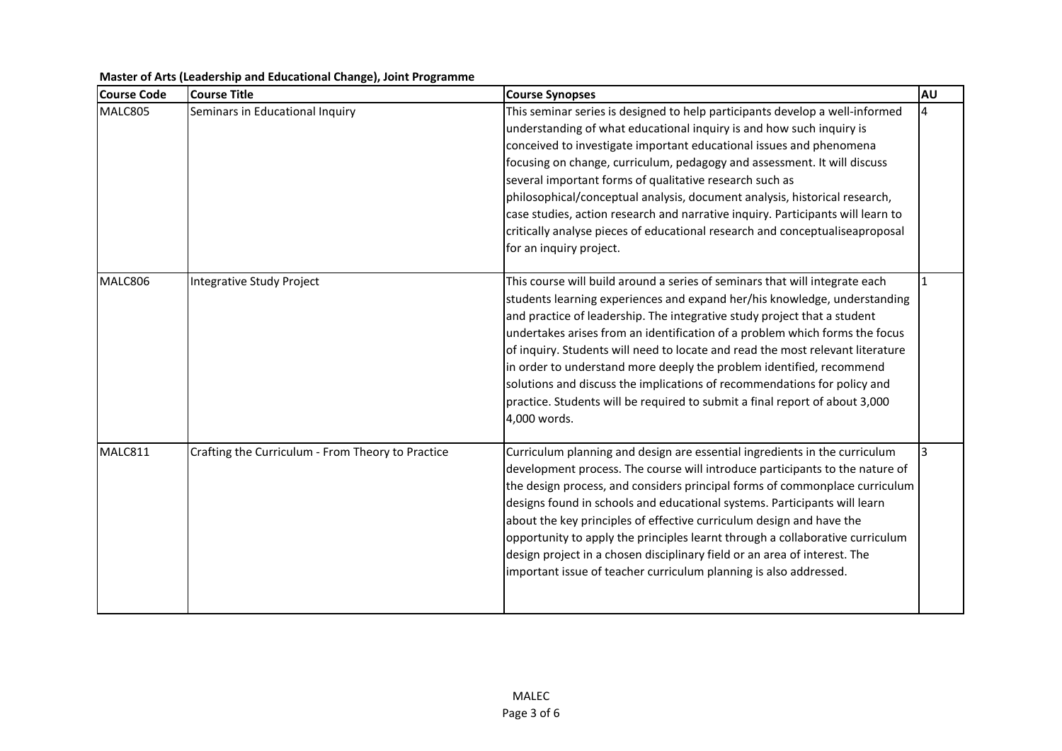**Master of Arts (Leadership and Educational Change), Joint Programme**

| Course Code | Course Title | Course Synopses | AU |
|---|---|---|---|
| MALC805 | Seminars in Educational Inquiry | This seminar series is designed to help participants develop a well-informed understanding of what educational inquiry is and how such inquiry is conceived to investigate important educational issues and phenomena focusing on change, curriculum, pedagogy and assessment. It will discuss several important forms of qualitative research such as philosophical/conceptual analysis, document analysis, historical research, case studies, action research and narrative inquiry. Participants will learn to critically analyse pieces of educational research and conceptualiseaproposal for an inquiry project. | 4 |
| MALC806 | Integrative Study Project | This course will build around a series of seminars that will integrate each students learning experiences and expand her/his knowledge, understanding and practice of leadership. The integrative study project that a student undertakes arises from an identification of a problem which forms the focus of inquiry. Students will need to locate and read the most relevant literature in order to understand more deeply the problem identified, recommend solutions and discuss the implications of recommendations for policy and practice. Students will be required to submit a final report of about 3,000 4,000 words. | 1 |
| MALC811 | Crafting the Curriculum - From Theory to Practice | Curriculum planning and design are essential ingredients in the curriculum development process. The course will introduce participants to the nature of the design process, and considers principal forms of commonplace curriculum designs found in schools and educational systems. Participants will learn about the key principles of effective curriculum design and have the opportunity to apply the principles learnt through a collaborative curriculum design project in a chosen disciplinary field or an area of interest. The important issue of teacher curriculum planning is also addressed. | 3 |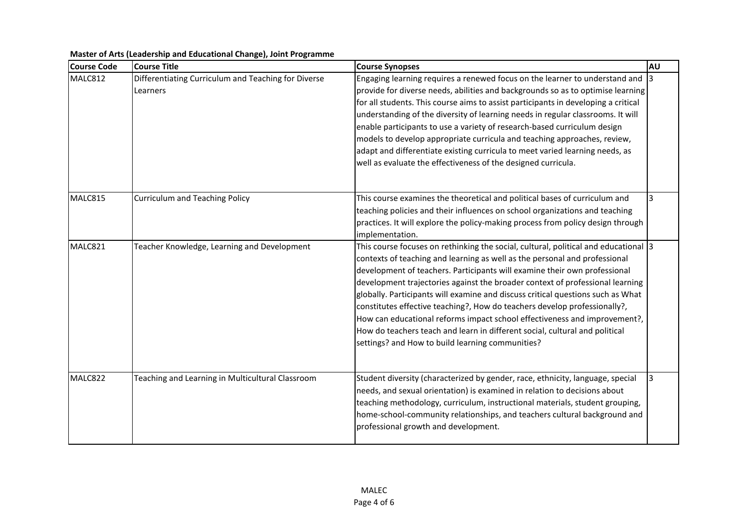**Master of Arts (Leadership and Educational Change), Joint Programme**

| Course Code | Course Title | Course Synopses | AU |
|---|---|---|---|
| MALC812 | Differentiating Curriculum and Teaching for Diverse Learners | Engaging learning requires a renewed focus on the learner to understand and provide for diverse needs, abilities and backgrounds so as to optimise learning for all students. This course aims to assist participants in developing a critical understanding of the diversity of learning needs in regular classrooms. It will enable participants to use a variety of research-based curriculum design models to develop appropriate curricula and teaching approaches, review, adapt and differentiate existing curricula to meet varied learning needs, as well as evaluate the effectiveness of the designed curricula. | 3 |
| MALC815 | Curriculum and Teaching Policy | This course examines the theoretical and political bases of curriculum and teaching policies and their influences on school organizations and teaching practices. It will explore the policy-making process from policy design through implementation. | 3 |
| MALC821 | Teacher Knowledge, Learning and Development | This course focuses on rethinking the social, cultural, political and educational contexts of teaching and learning as well as the personal and professional development of teachers. Participants will examine their own professional development trajectories against the broader context of professional learning globally. Participants will examine and discuss critical questions such as What constitutes effective teaching?, How do teachers develop professionally?, How can educational reforms impact school effectiveness and improvement?, How do teachers teach and learn in different social, cultural and political settings? and How to build learning communities? | 3 |
| MALC822 | Teaching and Learning in Multicultural Classroom | Student diversity (characterized by gender, race, ethnicity, language, special needs, and sexual orientation) is examined in relation to decisions about teaching methodology, curriculum, instructional materials, student grouping, home-school-community relationships, and teachers cultural background and professional growth and development. | 3 |

MALEC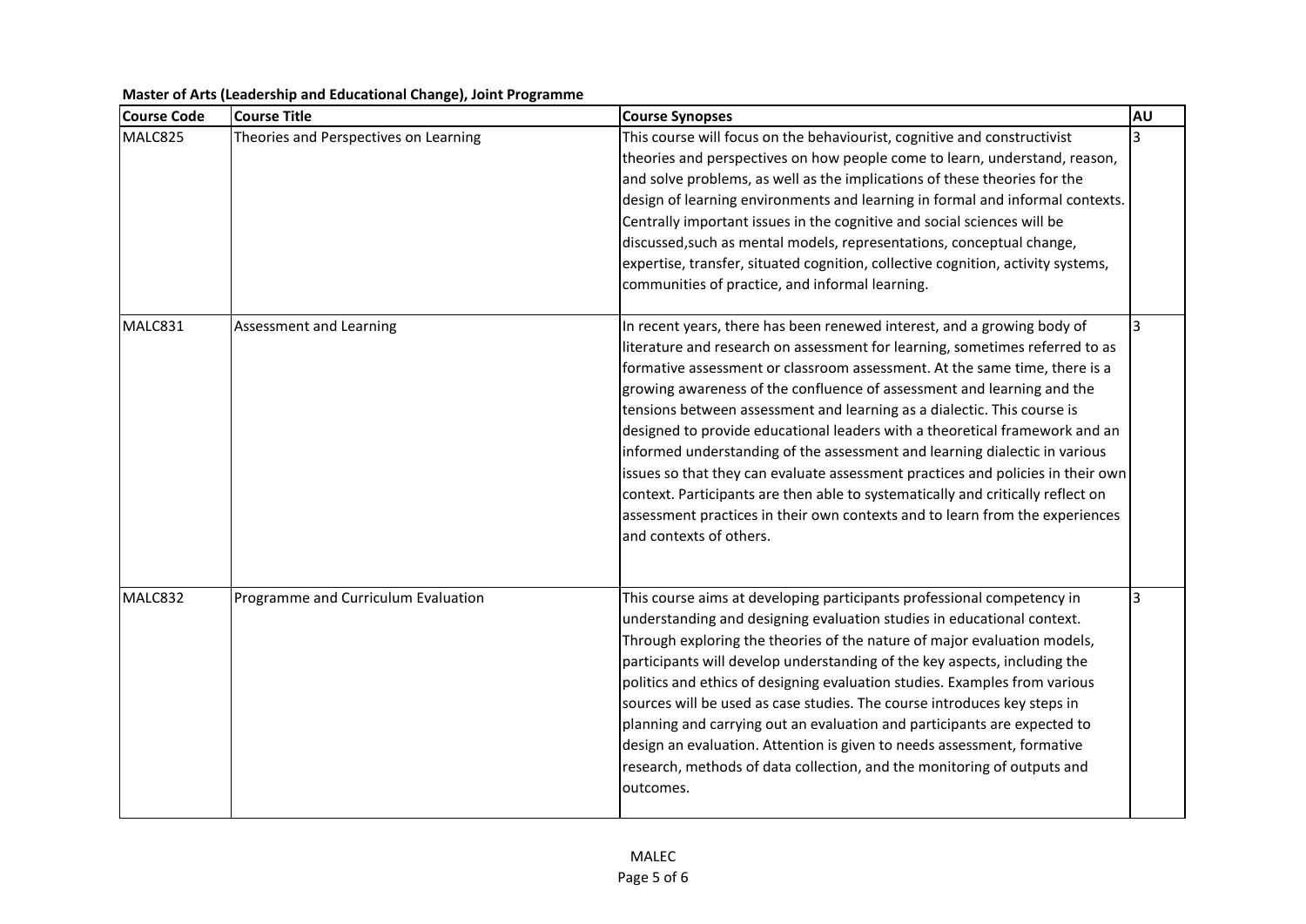**Master of Arts (Leadership and Educational Change), Joint Programme**

| Course Code | Course Title | Course Synopses | AU |
|---|---|---|---|
| MALC825 | Theories and Perspectives on Learning | This course will focus on the behaviourist, cognitive and constructivist theories and perspectives on how people come to learn, understand, reason, and solve problems, as well as the implications of these theories for the design of learning environments and learning in formal and informal contexts. Centrally important issues in the cognitive and social sciences will be discussed,such as mental models, representations, conceptual change, expertise, transfer, situated cognition, collective cognition, activity systems, communities of practice, and informal learning. | 3 |
| MALC831 | Assessment and Learning | In recent years, there has been renewed interest, and a growing body of literature and research on assessment for learning, sometimes referred to as formative assessment or classroom assessment. At the same time, there is a growing awareness of the confluence of assessment and learning and the tensions between assessment and learning as a dialectic. This course is designed to provide educational leaders with a theoretical framework and an informed understanding of the assessment and learning dialectic in various issues so that they can evaluate assessment practices and policies in their own context. Participants are then able to systematically and critically reflect on assessment practices in their own contexts and to learn from the experiences and contexts of others. | 3 |
| MALC832 | Programme and Curriculum Evaluation | This course aims at developing participants professional competency in understanding and designing evaluation studies in educational context. Through exploring the theories of the nature of major evaluation models, participants will develop understanding of the key aspects, including the politics and ethics of designing evaluation studies. Examples from various sources will be used as case studies. The course introduces key steps in planning and carrying out an evaluation and participants are expected to design an evaluation. Attention is given to needs assessment, formative research, methods of data collection, and the monitoring of outputs and outcomes. | 3 |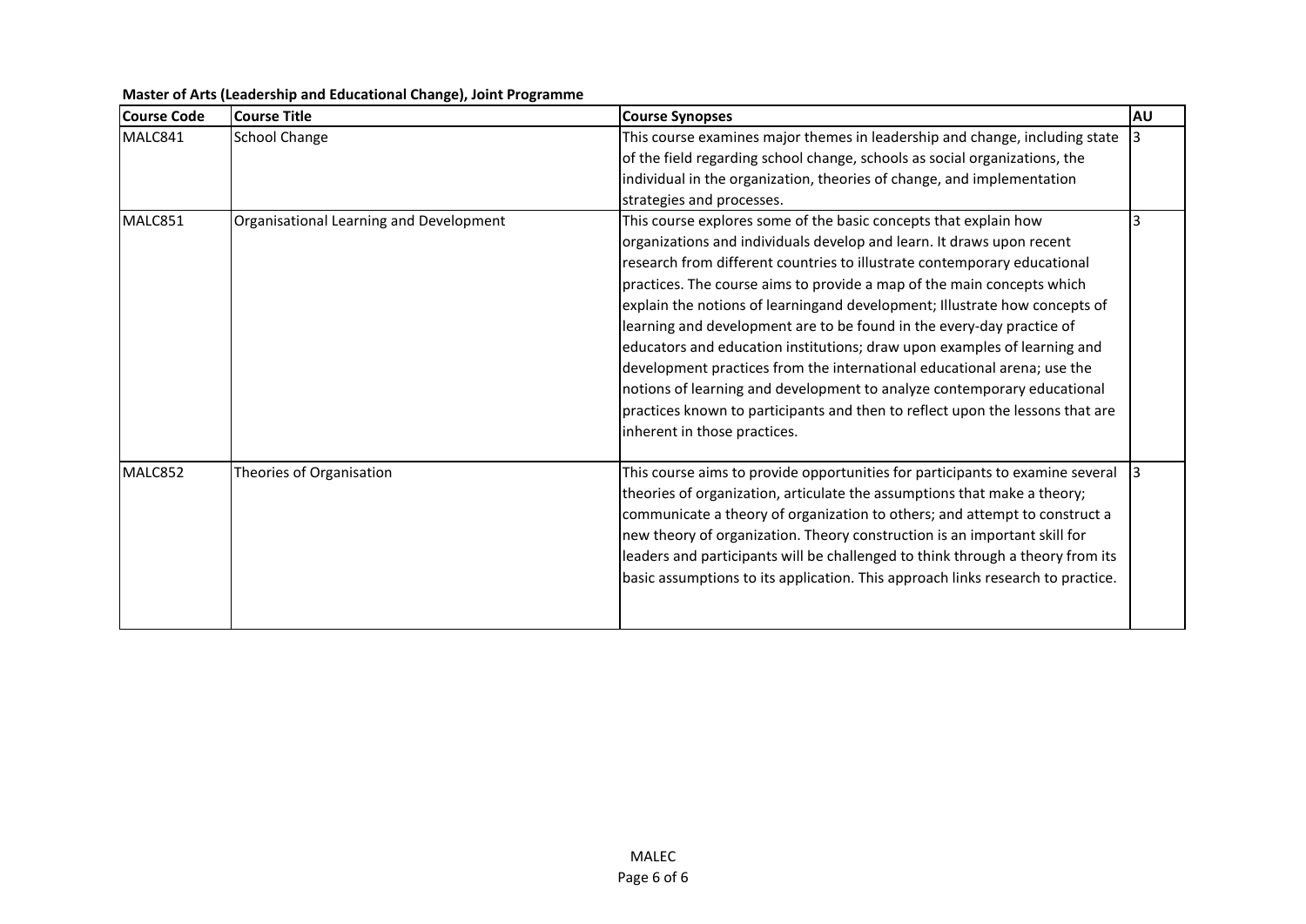**Master of Arts (Leadership and Educational Change), Joint Programme**

| Course Code | Course Title | Course Synopses | AU |
|---|---|---|---|
| MALC841 | School Change | This course examines major themes in leadership and change, including state of the field regarding school change, schools as social organizations, the individual in the organization, theories of change, and implementation strategies and processes. | 3 |
| MALC851 | Organisational Learning and Development | This course explores some of the basic concepts that explain how organizations and individuals develop and learn. It draws upon recent research from different countries to illustrate contemporary educational practices. The course aims to provide a map of the main concepts which explain the notions of learningand development; Illustrate how concepts of learning and development are to be found in the every-day practice of educators and education institutions; draw upon examples of learning and development practices from the international educational arena; use the notions of learning and development to analyze contemporary educational practices known to participants and then to reflect upon the lessons that are inherent in those practices. | 3 |
| MALC852 | Theories of Organisation | This course aims to provide opportunities for participants to examine several theories of organization, articulate the assumptions that make a theory; communicate a theory of organization to others; and attempt to construct a new theory of organization. Theory construction is an important skill for leaders and participants will be challenged to think through a theory from its basic assumptions to its application. This approach links research to practice. | 3 |

MALEC